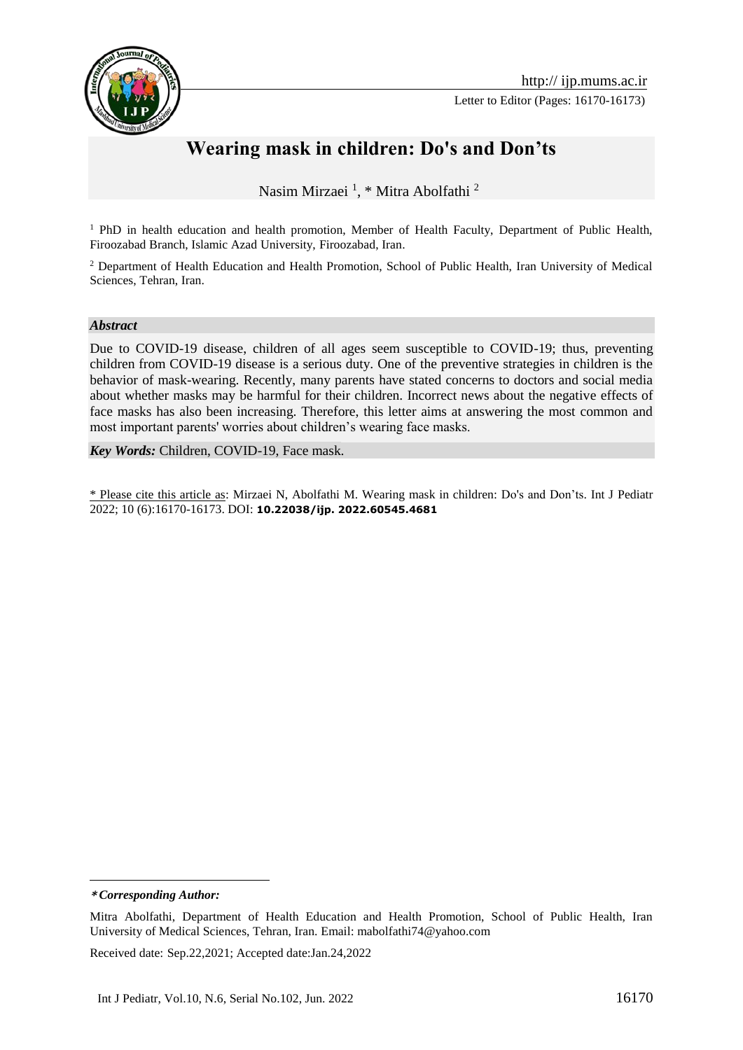# Wearing mask in children: Do's and Don'ts

Nasim Mirzaei [1], * Mitra Abolfathi [2]

[1] PhD in health education and health promotion, Member of Health Faculty, Department of Public Health, Firoozabad Branch, Islamic Azad University, Firoozabad, Iran.

[2] Department of Health Education and Health Promotion, School of Public Health, Iran University of Medical Sciences, Tehran, Iran.

***Abstract***

Due to COVID-19 disease, children of all ages seem susceptible to COVID-19; thus, preventing children from COVID-19 disease is a serious duty. One of the preventive strategies in children is the behavior of mask-wearing. Recently, many parents have stated concerns to doctors and social media about whether masks may be harmful for their children. Incorrect news about the negative effects of face masks has also been increasing. Therefore, this letter aims at answering the most common and most important parents' worries about children's wearing face masks.

***Key Words:*** Children, COVID-19, Face mask.

\* Please cite this article as: Mirzaei N, Abolfathi M. Wearing mask in children: Do's and Don'ts. Int J Pediatr 2022; 10 (6):16170-16173. DOI: **10.22038/ijp. 2022.60545.4681**

***\*Corresponding Author:***

Mitra Abolfathi, Department of Health Education and Health Promotion, School of Public Health, Iran University of Medical Sciences, Tehran, Iran. Email: mabolfathi74@yahoo.com

Received date: Sep.22,2021; Accepted date:Jan.24,2022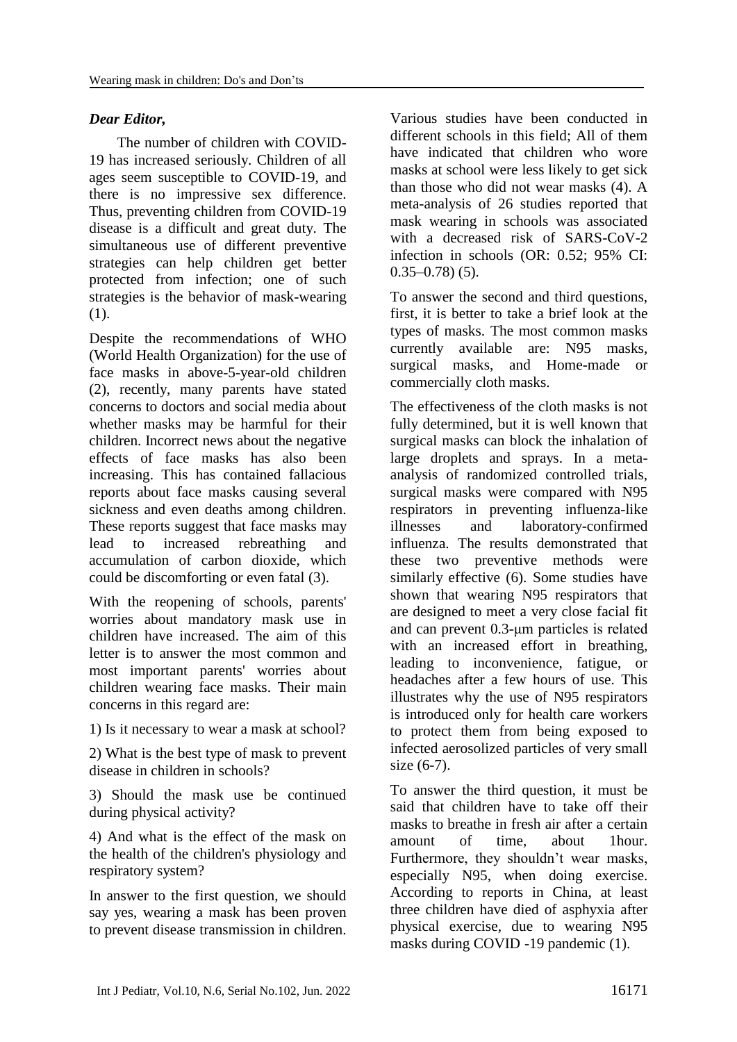*Dear Editor,*

The number of children with COVID-19 has increased seriously. Children of all ages seem susceptible to COVID-19, and there is no impressive sex difference. Thus, preventing children from COVID-19 disease is a difficult and great duty. The simultaneous use of different preventive strategies can help children get better protected from infection; one of such strategies is the behavior of mask-wearing (1).

Despite the recommendations of WHO (World Health Organization) for the use of face masks in above-5-year-old children (2), recently, many parents have stated concerns to doctors and social media about whether masks may be harmful for their children. Incorrect news about the negative effects of face masks has also been increasing. This has contained fallacious reports about face masks causing several sickness and even deaths among children. These reports suggest that face masks may lead to increased rebreathing and accumulation of carbon dioxide, which could be discomforting or even fatal (3).

With the reopening of schools, parents' worries about mandatory mask use in children have increased. The aim of this letter is to answer the most common and most important parents' worries about children wearing face masks. Their main concerns in this regard are:

1) Is it necessary to wear a mask at school?

2) What is the best type of mask to prevent disease in children in schools?

3) Should the mask use be continued during physical activity?

4) And what is the effect of the mask on the health of the children's physiology and respiratory system?

In answer to the first question, we should say yes, wearing a mask has been proven to prevent disease transmission in children. Various studies have been conducted in different schools in this field; All of them have indicated that children who wore masks at school were less likely to get sick than those who did not wear masks (4). A meta-analysis of 26 studies reported that mask wearing in schools was associated with a decreased risk of SARS-CoV-2 infection in schools (OR: 0.52; 95% CI: 0.35–0.78) (5).

To answer the second and third questions, first, it is better to take a brief look at the types of masks. The most common masks currently available are: N95 masks, surgical masks, and Home-made or commercially cloth masks.

The effectiveness of the cloth masks is not fully determined, but it is well known that surgical masks can block the inhalation of large droplets and sprays. In a meta-analysis of randomized controlled trials, surgical masks were compared with N95 respirators in preventing influenza-like illnesses and laboratory-confirmed influenza. The results demonstrated that these two preventive methods were similarly effective (6). Some studies have shown that wearing N95 respirators that are designed to meet a very close facial fit and can prevent 0.3-μm particles is related with an increased effort in breathing, leading to inconvenience, fatigue, or headaches after a few hours of use. This illustrates why the use of N95 respirators is introduced only for health care workers to protect them from being exposed to infected aerosolized particles of very small size (6-7).

To answer the third question, it must be said that children have to take off their masks to breathe in fresh air after a certain amount of time, about 1hour. Furthermore, they shouldn't wear masks, especially N95, when doing exercise. According to reports in China, at least three children have died of asphyxia after physical exercise, due to wearing N95 masks during COVID -19 pandemic (1).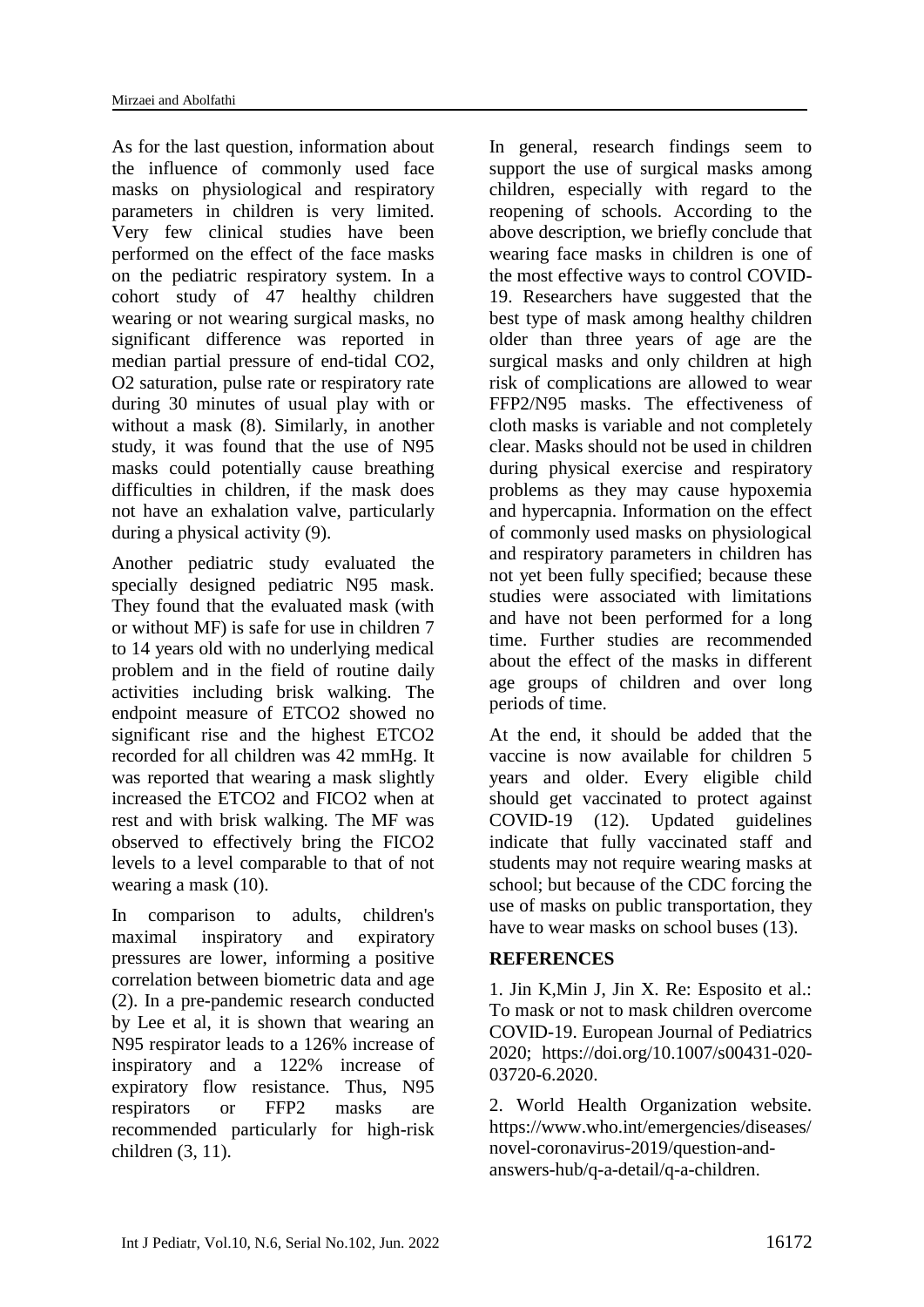As for the last question, information about the influence of commonly used face masks on physiological and respiratory parameters in children is very limited. Very few clinical studies have been performed on the effect of the face masks on the pediatric respiratory system. In a cohort study of 47 healthy children wearing or not wearing surgical masks, no significant difference was reported in median partial pressure of end-tidal $CO_2$, $O_2$ saturation, pulse rate or respiratory rate during 30 minutes of usual play with or without a mask (8). Similarly, in another study, it was found that the use of N95 masks could potentially cause breathing difficulties in children, if the mask does not have an exhalation valve, particularly during a physical activity (9).

Another pediatric study evaluated the specially designed pediatric N95 mask. They found that the evaluated mask (with or without MF) is safe for use in children 7 to 14 years old with no underlying medical problem and in the field of routine daily activities including brisk walking. The endpoint measure of $ETCO_2$ showed no significant rise and the highest $ETCO_2$ recorded for all children was 42 mmHg. It was reported that wearing a mask slightly increased the $ETCO_2$ and $FICO_2$ when at rest and with brisk walking. The MF was observed to effectively bring the $FICO_2$ levels to a level comparable to that of not wearing a mask (10).

In comparison to adults, children's maximal inspiratory and expiratory pressures are lower, informing a positive correlation between biometric data and age (2). In a pre-pandemic research conducted by Lee et al, it is shown that wearing an N95 respirator leads to a 126% increase of inspiratory and a 122% increase of expiratory flow resistance. Thus, N95 respirators or FFP2 masks are recommended particularly for high-risk children (3, 11).

In general, research findings seem to support the use of surgical masks among children, especially with regard to the reopening of schools. According to the above description, we briefly conclude that wearing face masks in children is one of the most effective ways to control COVID-19. Researchers have suggested that the best type of mask among healthy children older than three years of age are the surgical masks and only children at high risk of complications are allowed to wear FFP2/N95 masks. The effectiveness of cloth masks is variable and not completely clear. Masks should not be used in children during physical exercise and respiratory problems as they may cause hypoxemia and hypercapnia. Information on the effect of commonly used masks on physiological and respiratory parameters in children has not yet been fully specified; because these studies were associated with limitations and have not been performed for a long time. Further studies are recommended about the effect of the masks in different age groups of children and over long periods of time.

At the end, it should be added that the vaccine is now available for children 5 years and older. Every eligible child should get vaccinated to protect against COVID-19 (12). Updated guidelines indicate that fully vaccinated staff and students may not require wearing masks at school; but because of the CDC forcing the use of masks on public transportation, they have to wear masks on school buses (13).

## REFERENCES

1. Jin K,Min J, Jin X. Re: Esposito et al.: To mask or not to mask children overcome COVID-19. European Journal of Pediatrics 2020; https://doi.org/10.1007/s00431-020-03720-6.2020.

2. World Health Organization website. https://www.who.int/emergencies/diseases/novel-coronavirus-2019/question-and-answers-hub/q-a-detail/q-a-children.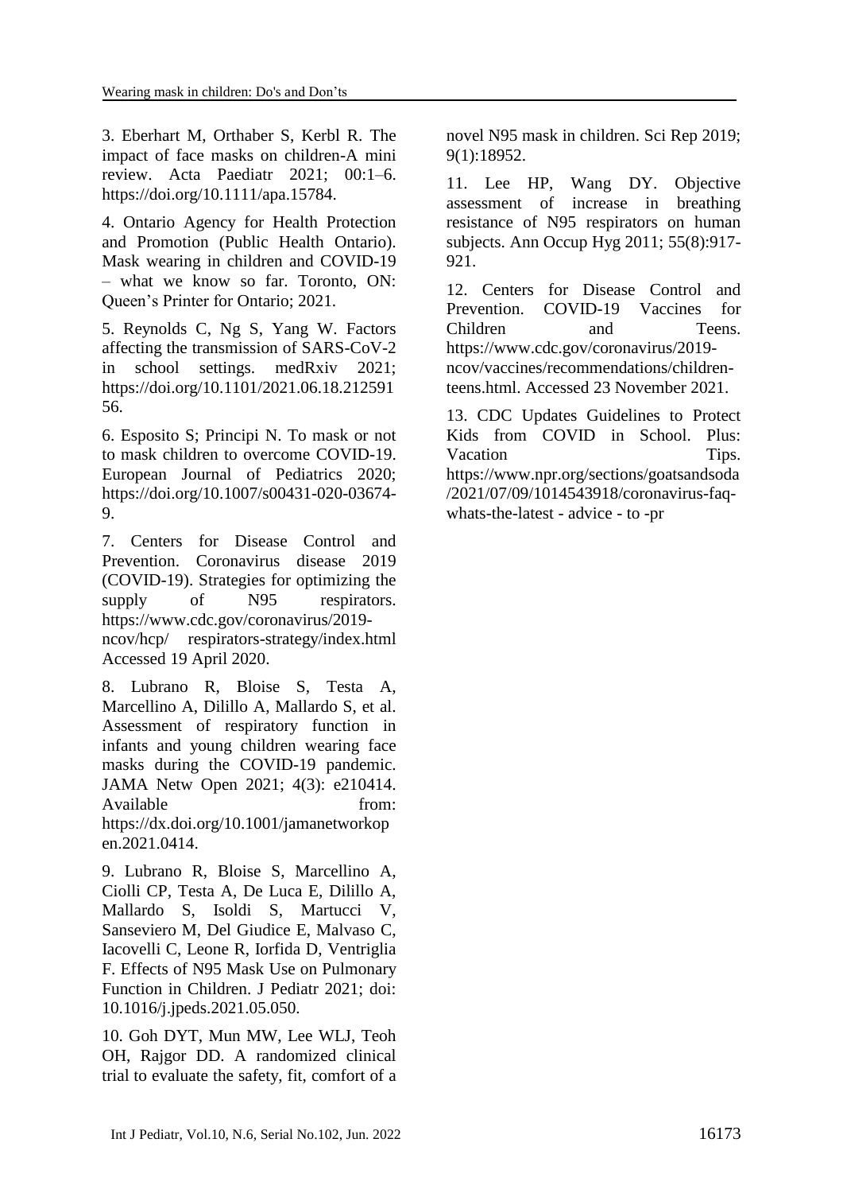3. Eberhart M, Orthaber S, Kerbl R. The impact of face masks on children-A mini review. Acta Paediatr 2021; 00:1–6. https://doi.org/10.1111/apa.15784.

4. Ontario Agency for Health Protection and Promotion (Public Health Ontario). Mask wearing in children and COVID-19 – what we know so far. Toronto, ON: Queen's Printer for Ontario; 2021.

5. Reynolds C, Ng S, Yang W. Factors affecting the transmission of SARS-CoV-2 in school settings. medRxiv 2021; https://doi.org/10.1101/2021.06.18.21259156.

6. Esposito S; Principi N. To mask or not to mask children to overcome COVID-19. European Journal of Pediatrics 2020; https://doi.org/10.1007/s00431-020-03674-9.

7. Centers for Disease Control and Prevention. Coronavirus disease 2019 (COVID-19). Strategies for optimizing the supply of N95 respirators. https://www.cdc.gov/coronavirus/2019-ncov/hcp/ respirators-strategy/index.html Accessed 19 April 2020.

8. Lubrano R, Bloise S, Testa A, Marcellino A, Dilillo A, Mallardo S, et al. Assessment of respiratory function in infants and young children wearing face masks during the COVID-19 pandemic. JAMA Netw Open 2021; 4(3): e210414. Available from: https://dx.doi.org/10.1001/jamanetworkopen.2021.0414.

9. Lubrano R, Bloise S, Marcellino A, Ciolli CP, Testa A, De Luca E, Dilillo A, Mallardo S, Isoldi S, Martucci V, Sanseviero M, Del Giudice E, Malvaso C, Iacovelli C, Leone R, Iorfida D, Ventriglia F. Effects of N95 Mask Use on Pulmonary Function in Children. J Pediatr 2021; doi: 10.1016/j.jpeds.2021.05.050.

10. Goh DYT, Mun MW, Lee WLJ, Teoh OH, Rajgor DD. A randomized clinical trial to evaluate the safety, fit, comfort of a novel N95 mask in children. Sci Rep 2019; 9(1):18952.

11. Lee HP, Wang DY. Objective assessment of increase in breathing resistance of N95 respirators on human subjects. Ann Occup Hyg 2011; 55(8):917-921.

12. Centers for Disease Control and Prevention. COVID-19 Vaccines for Children and Teens. https://www.cdc.gov/coronavirus/2019-ncov/vaccines/recommendations/children-teens.html. Accessed 23 November 2021.

13. CDC Updates Guidelines to Protect Kids from COVID in School. Plus: Vacation Tips. https://www.npr.org/sections/goatsandsoda/2021/07/09/1014543918/coronavirus-faq-whats-the-latest - advice - to -pr